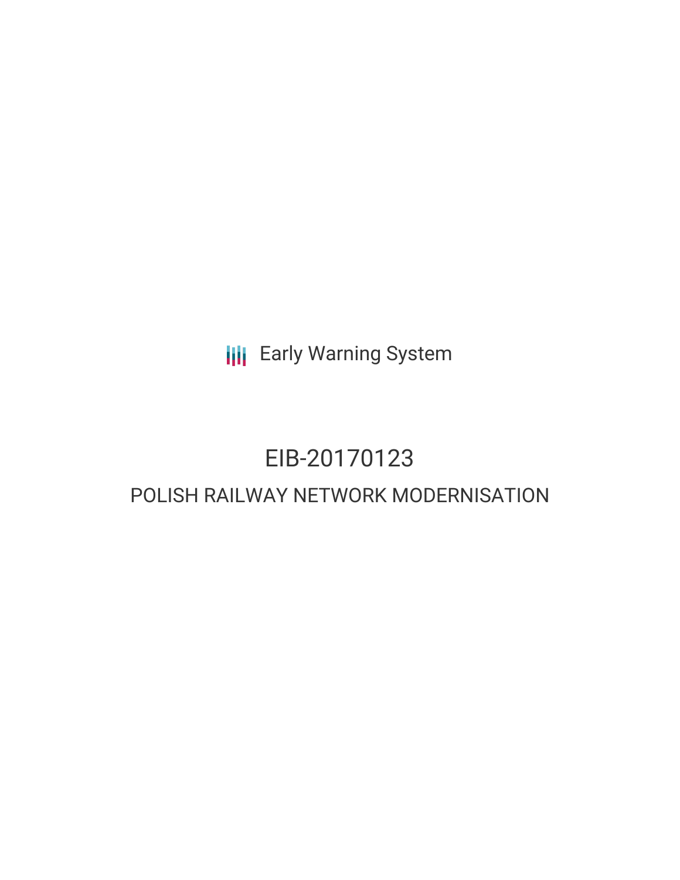Early Warning System

# EIB-20170123

## POLISH RAILWAY NETWORK MODERNISATION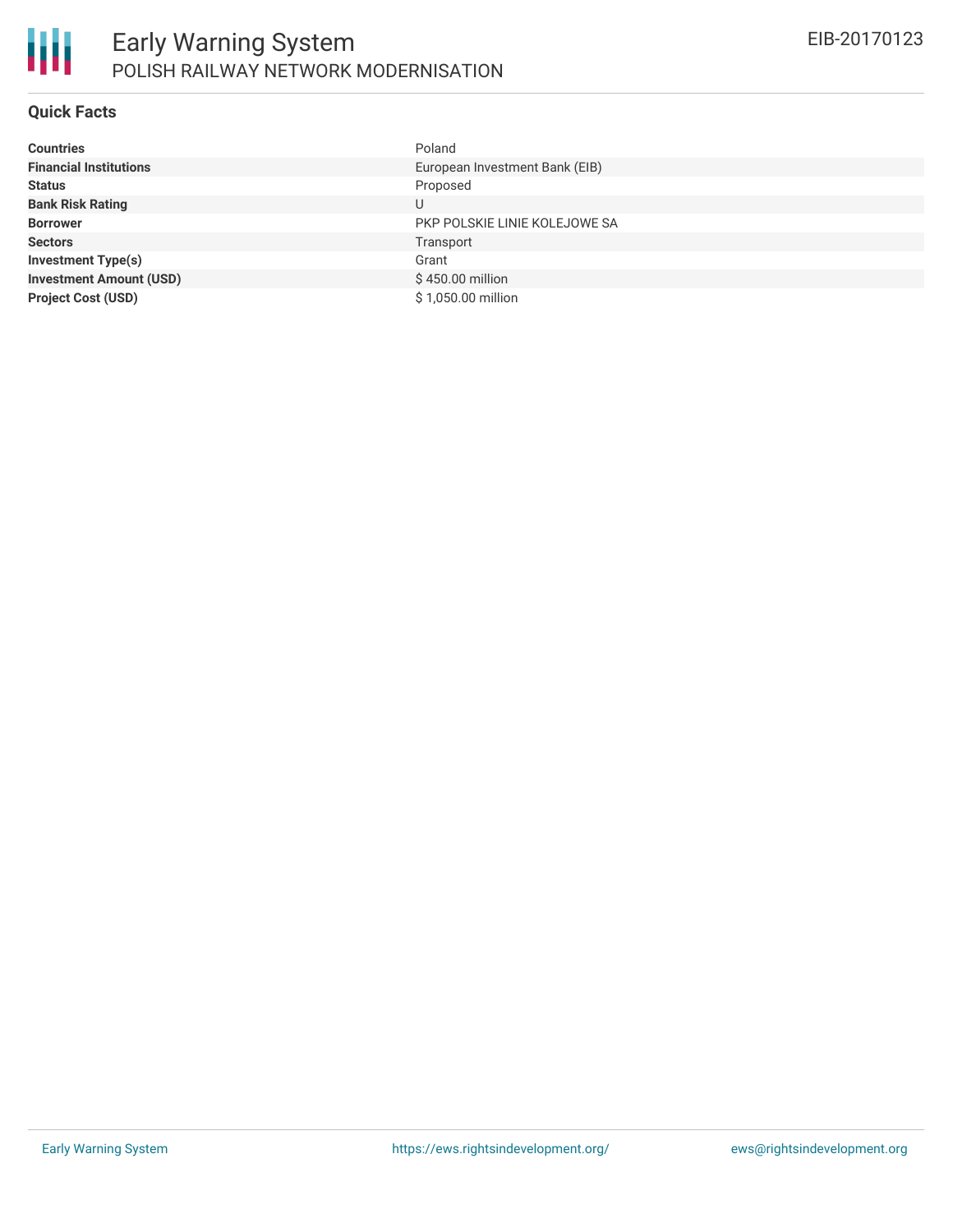# Early Warning System

## POLISH RAILWAY NETWORK MODERNISATION

EIB-20170123

### Quick Facts

| | |
|---|---|
| **Countries** | Poland |
| **Financial Institutions** | European Investment Bank (EIB) |
| **Status** | Proposed |
| **Bank Risk Rating** | U |
| **Borrower** | PKP POLSKIE LINIE KOLEJOWE SA |
| **Sectors** | Transport |
| **Investment Type(s)** | Grant |
| **Investment Amount (USD)** | $ 450.00 million |
| **Project Cost (USD)** | $ 1,050.00 million |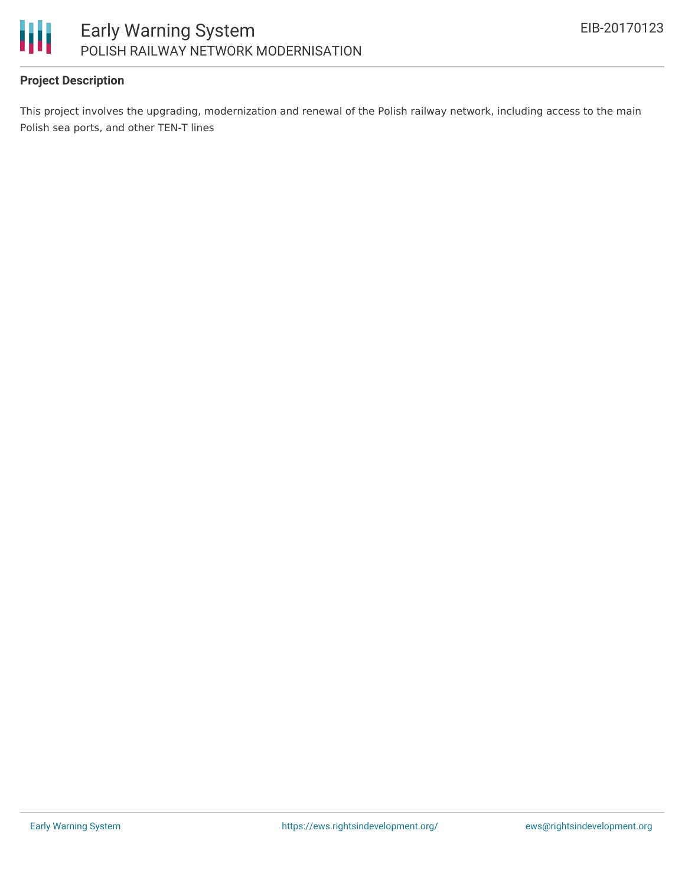### Project Description

This project involves the upgrading, modernization and renewal of the Polish railway network, including access to the main Polish sea ports, and other TEN-T lines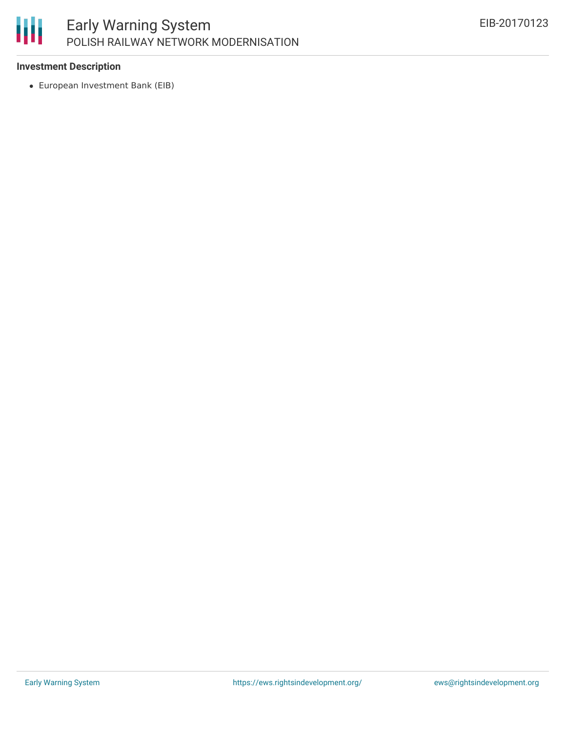**Investment Description**

- European Investment Bank (EIB)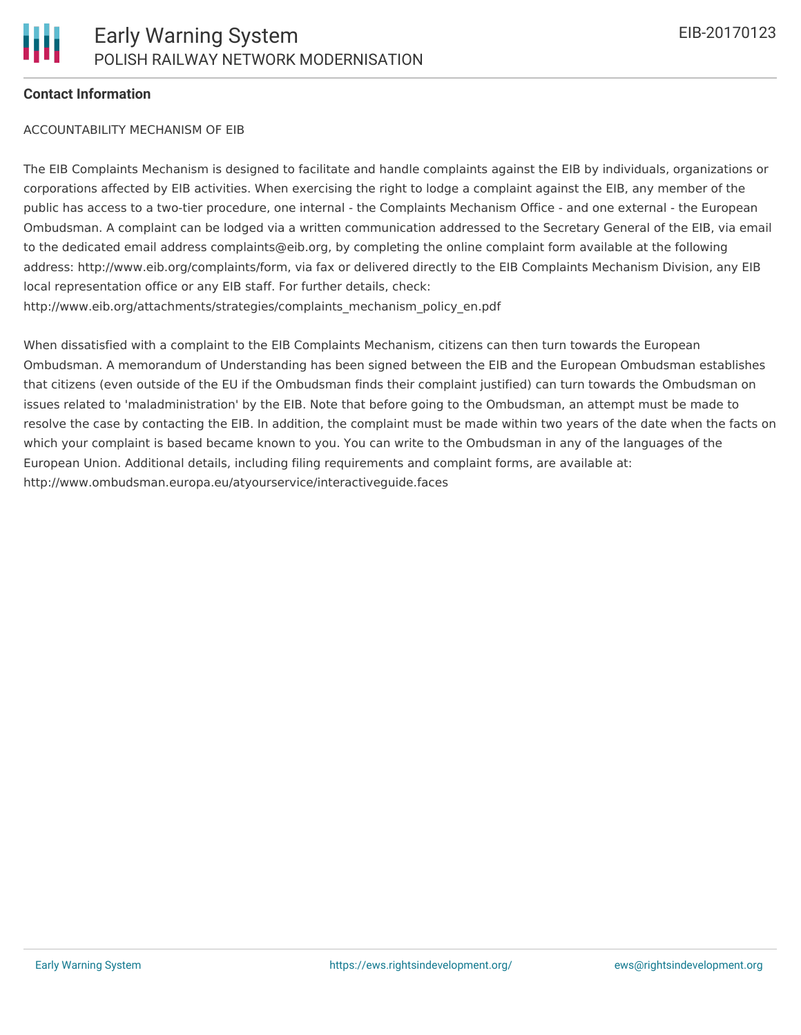**Contact Information**

ACCOUNTABILITY MECHANISM OF EIB

The EIB Complaints Mechanism is designed to facilitate and handle complaints against the EIB by individuals, organizations or corporations affected by EIB activities. When exercising the right to lodge a complaint against the EIB, any member of the public has access to a two-tier procedure, one internal - the Complaints Mechanism Office - and one external - the European Ombudsman. A complaint can be lodged via a written communication addressed to the Secretary General of the EIB, via email to the dedicated email address complaints@eib.org, by completing the online complaint form available at the following address: http://www.eib.org/complaints/form, via fax or delivered directly to the EIB Complaints Mechanism Division, any EIB local representation office or any EIB staff. For further details, check: http://www.eib.org/attachments/strategies/complaints_mechanism_policy_en.pdf

When dissatisfied with a complaint to the EIB Complaints Mechanism, citizens can then turn towards the European Ombudsman. A memorandum of Understanding has been signed between the EIB and the European Ombudsman establishes that citizens (even outside of the EU if the Ombudsman finds their complaint justified) can turn towards the Ombudsman on issues related to 'maladministration' by the EIB. Note that before going to the Ombudsman, an attempt must be made to resolve the case by contacting the EIB. In addition, the complaint must be made within two years of the date when the facts on which your complaint is based became known to you. You can write to the Ombudsman in any of the languages of the European Union. Additional details, including filing requirements and complaint forms, are available at: http://www.ombudsman.europa.eu/atyourservice/interactiveguide.faces